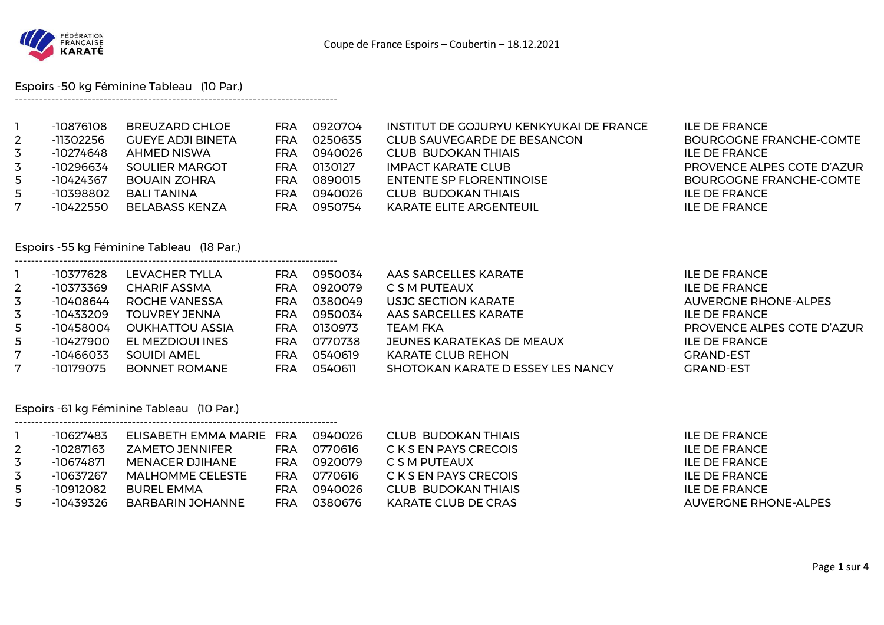FÉDÉRATION FRANÇAISE KARATÉ

Coupe de France Espoirs – Coubertin – 18.12.2021

## Espoirs -50 kg Féminine Tableau (10 Par.)

| | | | | | | |
|---|---|---|---|---|---|---|
| 1 | -10876108 | BREUZARD CHLOE | FRA | 0920704 | INSTITUT DE GOJURYU KENKYUKAI DE FRANCE | ILE DE FRANCE |
| 2 | -11302256 | GUEYE ADJI BINETA | FRA | 0250635 | CLUB SAUVEGARDE DE BESANCON | BOURGOGNE FRANCHE-COMTE |
| 3 | -10274648 | AHMED NISWA | FRA | 0940026 | CLUB BUDOKAN THIAIS | ILE DE FRANCE |
| 3 | -10296634 | SOULIER MARGOT | FRA | 0130127 | IMPACT KARATE CLUB | PROVENCE ALPES COTE D'AZUR |
| 5 | -10424367 | BOUAIN ZOHRA | FRA | 0890015 | ENTENTE SP FLORENTINOISE | BOURGOGNE FRANCHE-COMTE |
| 5 | -10398802 | BALI TANINA | FRA | 0940026 | CLUB BUDOKAN THIAIS | ILE DE FRANCE |
| 7 | -10422550 | BELABASS KENZA | FRA | 0950754 | KARATE ELITE ARGENTEUIL | ILE DE FRANCE |

## Espoirs -55 kg Féminine Tableau (18 Par.)

| | | | | | | |
|---|---|---|---|---|---|---|
| 1 | -10377628 | LEVACHER TYLLA | FRA | 0950034 | AAS SARCELLES KARATE | ILE DE FRANCE |
| 2 | -10373369 | CHARIF ASSMA | FRA | 0920079 | C S M PUTEAUX | ILE DE FRANCE |
| 3 | -10408644 | ROCHE VANESSA | FRA | 0380049 | USJC SECTION KARATE | AUVERGNE RHONE-ALPES |
| 3 | -10433209 | TOUVREY JENNA | FRA | 0950034 | AAS SARCELLES KARATE | ILE DE FRANCE |
| 5 | -10458004 | OUKHATTOU ASSIA | FRA | 0130973 | TEAM FKA | PROVENCE ALPES COTE D'AZUR |
| 5 | -10427900 | EL MEZDIOUI INES | FRA | 0770738 | JEUNES KARATEKAS DE MEAUX | ILE DE FRANCE |
| 7 | -10466033 | SOUIDI AMEL | FRA | 0540619 | KARATE CLUB REHON | GRAND-EST |
| 7 | -10179075 | BONNET ROMANE | FRA | 0540611 | SHOTOKAN KARATE D ESSEY LES NANCY | GRAND-EST |

## Espoirs -61 kg Féminine Tableau (10 Par.)

| | | | | | | |
|---|---|---|---|---|---|---|
| 1 | -10627483 | ELISABETH EMMA MARIE | FRA | 0940026 | CLUB BUDOKAN THIAIS | ILE DE FRANCE |
| 2 | -10287163 | ZAMETO JENNIFER | FRA | 0770616 | C K S EN PAYS CRECOIS | ILE DE FRANCE |
| 3 | -10674871 | MENACER DJIHANE | FRA | 0920079 | C S M PUTEAUX | ILE DE FRANCE |
| 3 | -10637267 | MALHOMME CELESTE | FRA | 0770616 | C K S EN PAYS CRECOIS | ILE DE FRANCE |
| 5 | -10912082 | BUREL EMMA | FRA | 0940026 | CLUB BUDOKAN THIAIS | ILE DE FRANCE |
| 5 | -10439326 | BARBARIN JOHANNE | FRA | 0380676 | KARATE CLUB DE CRAS | AUVERGNE RHONE-ALPES |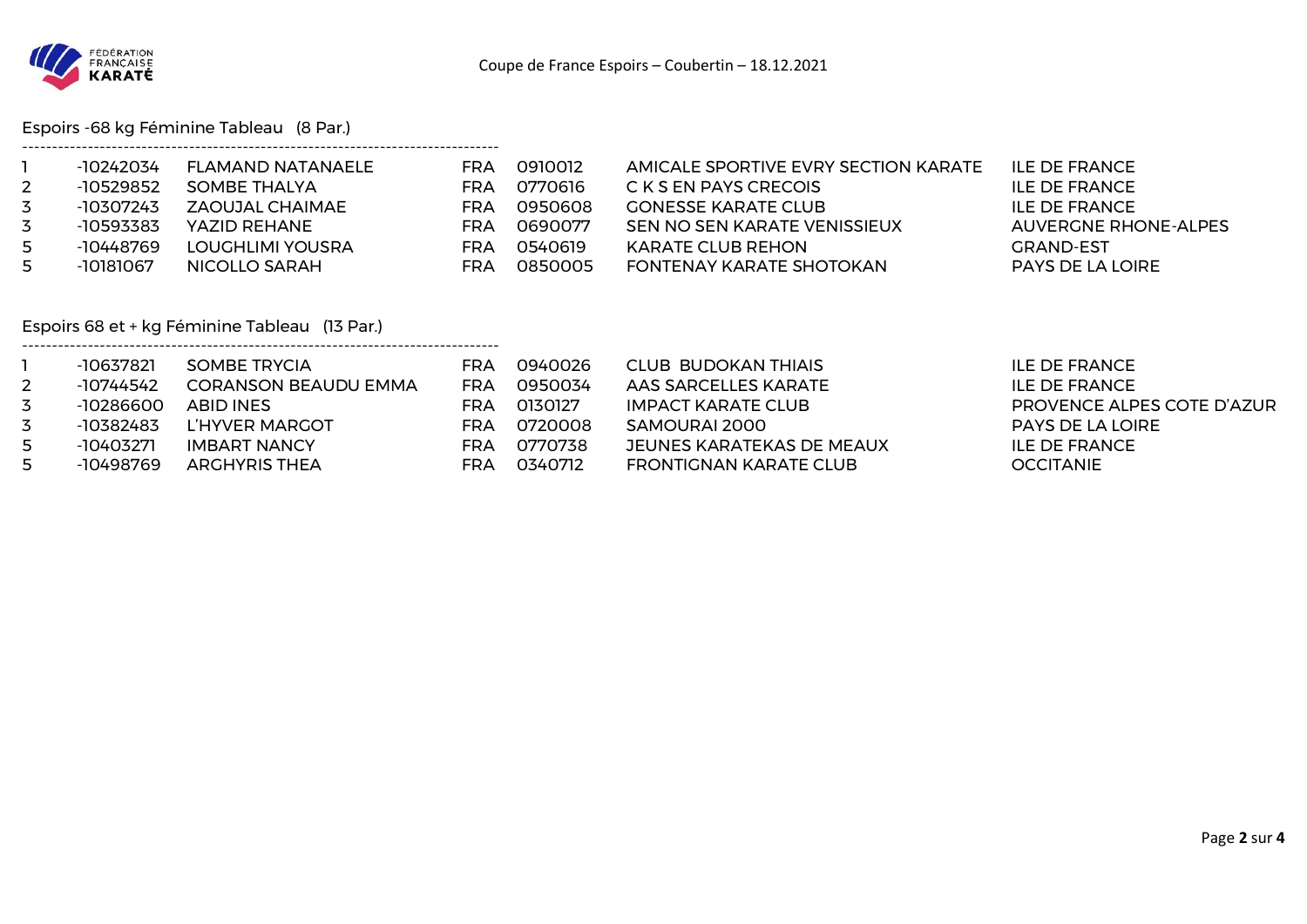Coupe de France Espoirs – Coubertin – 18.12.2021

## Espoirs -68 kg Féminine Tableau (8 Par.)

| | | | | | | |
|---|---|---|---|---|---|---|
| 1 | -10242034 | FLAMAND NATANAELE | FRA | 0910012 | AMICALE SPORTIVE EVRY SECTION KARATE | ILE DE FRANCE |
| 2 | -10529852 | SOMBE THALYA | FRA | 0770616 | C K S EN PAYS CRECOIS | ILE DE FRANCE |
| 3 | -10307243 | ZAOUJAL CHAIMAE | FRA | 0950608 | GONESSE KARATE CLUB | ILE DE FRANCE |
| 3 | -10593383 | YAZID REHANE | FRA | 0690077 | SEN NO SEN KARATE VENISSIEUX | AUVERGNE RHONE-ALPES |
| 5 | -10448769 | LOUGHLIMI YOUSRA | FRA | 0540619 | KARATE CLUB REHON | GRAND-EST |
| 5 | -10181067 | NICOLLO SARAH | FRA | 0850005 | FONTENAY KARATE SHOTOKAN | PAYS DE LA LOIRE |

## Espoirs 68 et + kg Féminine Tableau (13 Par.)

| | | | | | | |
|---|---|---|---|---|---|---|
| 1 | -10637821 | SOMBE TRYCIA | FRA | 0940026 | CLUB BUDOKAN THIAIS | ILE DE FRANCE |
| 2 | -10744542 | CORANSON BEAUDU EMMA | FRA | 0950034 | AAS SARCELLES KARATE | ILE DE FRANCE |
| 3 | -10286600 | ABID INES | FRA | 0130127 | IMPACT KARATE CLUB | PROVENCE ALPES COTE D'AZUR |
| 3 | -10382483 | L'HYVER MARGOT | FRA | 0720008 | SAMOURAI 2000 | PAYS DE LA LOIRE |
| 5 | -10403271 | IMBART NANCY | FRA | 0770738 | JEUNES KARATEKAS DE MEAUX | ILE DE FRANCE |
| 5 | -10498769 | ARGHYRIS THEA | FRA | 0340712 | FRONTIGNAN KARATE CLUB | OCCITANIE |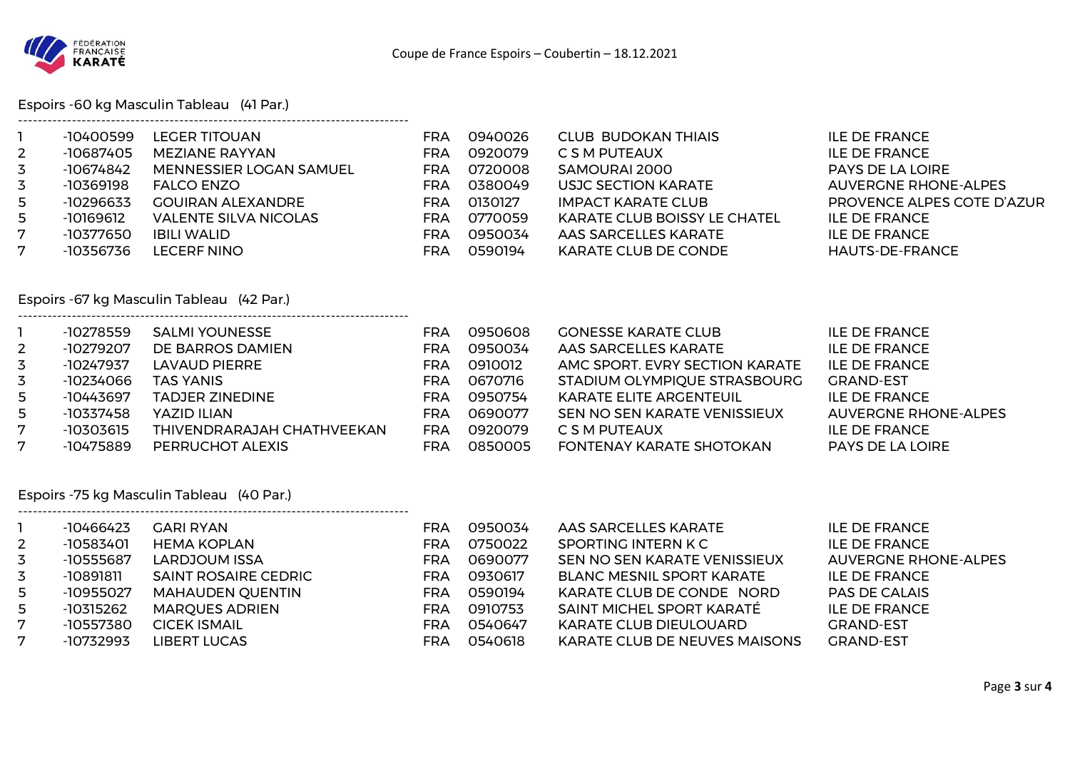Coupe de France Espoirs – Coubertin – 18.12.2021

## Espoirs -60 kg Masculin Tableau (41 Par.)

| | | | | | | |
|---|---|---|---|---|---|---|
| 1 | -10400599 | LEGER TITOUAN | FRA | 0940026 | CLUB BUDOKAN THIAIS | ILE DE FRANCE |
| 2 | -10687405 | MEZIANE RAYYAN | FRA | 0920079 | C S M PUTEAUX | ILE DE FRANCE |
| 3 | -10674842 | MENNESSIER LOGAN SAMUEL | FRA | 0720008 | SAMOURAI 2000 | PAYS DE LA LOIRE |
| 3 | -10369198 | FALCO ENZO | FRA | 0380049 | USJC SECTION KARATE | AUVERGNE RHONE-ALPES |
| 5 | -10296633 | GOUIRAN ALEXANDRE | FRA | 0130127 | IMPACT KARATE CLUB | PROVENCE ALPES COTE D'AZUR |
| 5 | -10169612 | VALENTE SILVA NICOLAS | FRA | 0770059 | KARATE CLUB BOISSY LE CHATEL | ILE DE FRANCE |
| 7 | -10377650 | IBILI WALID | FRA | 0950034 | AAS SARCELLES KARATE | ILE DE FRANCE |
| 7 | -10356736 | LECERF NINO | FRA | 0590194 | KARATE CLUB DE CONDE | HAUTS-DE-FRANCE |

## Espoirs -67 kg Masculin Tableau (42 Par.)

| | | | | | | |
|---|---|---|---|---|---|---|
| 1 | -10278559 | SALMI YOUNESSE | FRA | 0950608 | GONESSE KARATE CLUB | ILE DE FRANCE |
| 2 | -10279207 | DE BARROS DAMIEN | FRA | 0950034 | AAS SARCELLES KARATE | ILE DE FRANCE |
| 3 | -10247937 | LAVAUD PIERRE | FRA | 0910012 | AMC SPORT. EVRY SECTION KARATE | ILE DE FRANCE |
| 3 | -10234066 | TAS YANIS | FRA | 0670716 | STADIUM OLYMPIQUE STRASBOURG | GRAND-EST |
| 5 | -10443697 | TADJER ZINEDINE | FRA | 0950754 | KARATE ELITE ARGENTEUIL | ILE DE FRANCE |
| 5 | -10337458 | YAZID ILIAN | FRA | 0690077 | SEN NO SEN KARATE VENISSIEUX | AUVERGNE RHONE-ALPES |
| 7 | -10303615 | THIVENDRARAJAH CHATHVEEKAN | FRA | 0920079 | C S M PUTEAUX | ILE DE FRANCE |
| 7 | -10475889 | PERRUCHOT ALEXIS | FRA | 0850005 | FONTENAY KARATE SHOTOKAN | PAYS DE LA LOIRE |

## Espoirs -75 kg Masculin Tableau (40 Par.)

| | | | | | | |
|---|---|---|---|---|---|---|
| 1 | -10466423 | GARI RYAN | FRA | 0950034 | AAS SARCELLES KARATE | ILE DE FRANCE |
| 2 | -10583401 | HEMA KOPLAN | FRA | 0750022 | SPORTING INTERN K C | ILE DE FRANCE |
| 3 | -10555687 | LARDJOUM ISSA | FRA | 0690077 | SEN NO SEN KARATE VENISSIEUX | AUVERGNE RHONE-ALPES |
| 3 | -10891811 | SAINT ROSAIRE CEDRIC | FRA | 0930617 | BLANC MESNIL SPORT KARATE | ILE DE FRANCE |
| 5 | -10955027 | MAHAUDEN QUENTIN | FRA | 0590194 | KARATE CLUB DE CONDE NORD | PAS DE CALAIS |
| 5 | -10315262 | MARQUES ADRIEN | FRA | 0910753 | SAINT MICHEL SPORT KARATÉ | ILE DE FRANCE |
| 7 | -10557380 | CICEK ISMAIL | FRA | 0540647 | KARATE CLUB DIEULOUARD | GRAND-EST |
| 7 | -10732993 | LIBERT LUCAS | FRA | 0540618 | KARATE CLUB DE NEUVES MAISONS | GRAND-EST |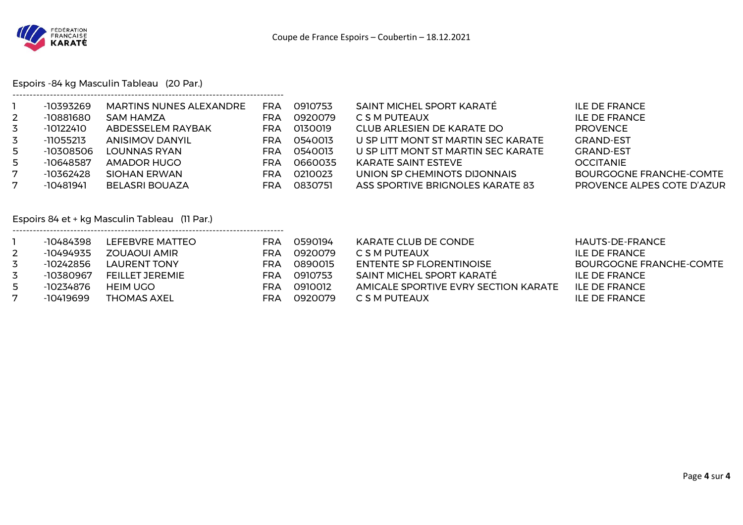Coupe de France Espoirs – Coubertin – 18.12.2021

Espoirs -84 kg Masculin Tableau (20 Par.)

| | | | | | | |
|---|---|---|---|---|---|---|
| 1 | -10393269 | MARTINS NUNES ALEXANDRE | FRA | 0910753 | SAINT MICHEL SPORT KARATÉ | ILE DE FRANCE |
| 2 | -10881680 | SAM HAMZA | FRA | 0920079 | C S M PUTEAUX | ILE DE FRANCE |
| 3 | -10122410 | ABDESSELEM RAYBAK | FRA | 0130019 | CLUB ARLESIEN DE KARATE DO | PROVENCE |
| 3 | -11055213 | ANISIMOV DANYIL | FRA | 0540013 | U SP LITT MONT ST MARTIN SEC KARATE | GRAND-EST |
| 5 | -10308506 | LOUNNAS RYAN | FRA | 0540013 | U SP LITT MONT ST MARTIN SEC KARATE | GRAND-EST |
| 5 | -10648587 | AMADOR HUGO | FRA | 0660035 | KARATE SAINT ESTEVE | OCCITANIE |
| 7 | -10362428 | SIOHAN ERWAN | FRA | 0210023 | UNION SP CHEMINOTS DIJONNAIS | BOURGOGNE FRANCHE-COMTE |
| 7 | -10481941 | BELASRI BOUAZA | FRA | 0830751 | ASS SPORTIVE BRIGNOLES KARATE 83 | PROVENCE ALPES COTE D'AZUR |

Espoirs 84 et + kg Masculin Tableau (11 Par.)

| | | | | | | |
|---|---|---|---|---|---|---|
| 1 | -10484398 | LEFEBVRE MATTEO | FRA | 0590194 | KARATE CLUB DE CONDE | HAUTS-DE-FRANCE |
| 2 | -10494935 | ZOUAOUI AMIR | FRA | 0920079 | C S M PUTEAUX | ILE DE FRANCE |
| 3 | -10242856 | LAURENT TONY | FRA | 0890015 | ENTENTE SP FLORENTINOISE | BOURGOGNE FRANCHE-COMTE |
| 3 | -10380967 | FEILLET JEREMIE | FRA | 0910753 | SAINT MICHEL SPORT KARATÉ | ILE DE FRANCE |
| 5 | -10234876 | HEIM UGO | FRA | 0910012 | AMICALE SPORTIVE EVRY SECTION KARATE | ILE DE FRANCE |
| 7 | -10419699 | THOMAS AXEL | FRA | 0920079 | C S M PUTEAUX | ILE DE FRANCE |